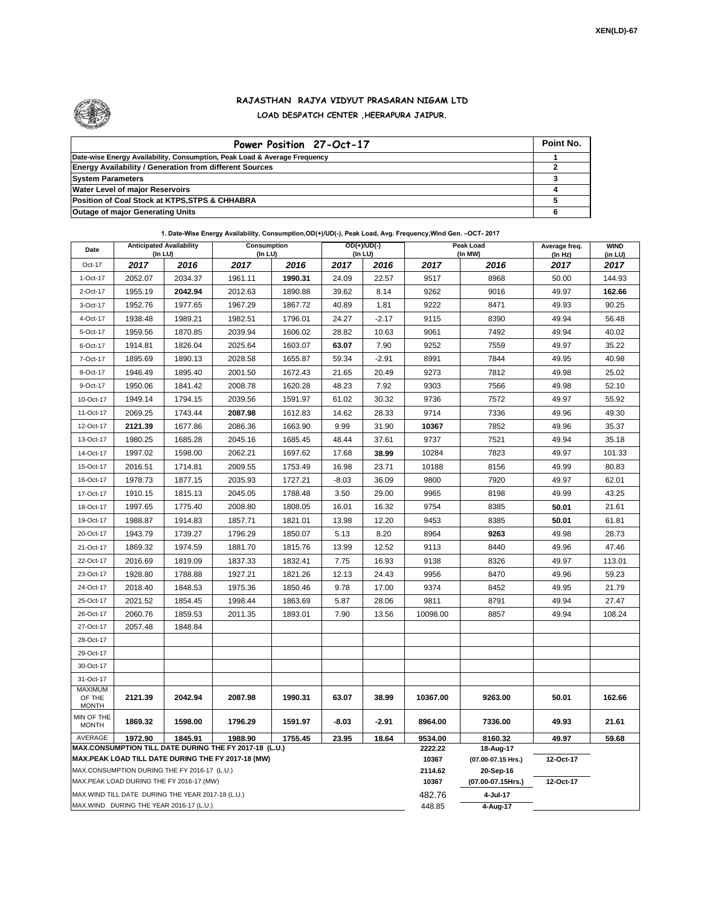XEN(LD)-67

# RAJASTHAN RAJYA VIDYUT PRASARAN NIGAM LTD

## LOAD DESPATCH CENTER ,HEERAPURA JAIPUR.

| Power Position 27-Oct-17 | Point No. |
|---|---|
| Date-wise Energy Availability, Consumption, Peak Load & Average Frequency | 1 |
| Energy Availability / Generation from different Sources | 2 |
| System Parameters | 3 |
| Water Level of major Reservoirs | 4 |
| Position of Coal Stock at KTPS,STPS & CHHABRA | 5 |
| Outage of major Generating Units | 6 |

**1. Date-Wise Energy Availability, Consumption,OD(+)/UD(-), Peak Load, Avg. Frequency,Wind Gen. –OCT- 2017**

| Date | Anticipated Availability (In LU) | | Consumption (In LU) | | OD(+)/UD(-) (In LU) | | Peak Load (In MW) | | Average freq. (In Hz) | WIND (in LU) |
|---|---|---|---|---|---|---|---|---|---|---|
| Oct-17 | 2017 | 2016 | 2017 | 2016 | 2017 | 2016 | 2017 | 2016 | 2017 | 2017 |
| 1-Oct-17 | 2052.07 | 2034.37 | 1961.11 | **1990.31** | 24.09 | 22.57 | 9517 | 8968 | 50.00 | 144.93 |
| 2-Oct-17 | 1955.19 | **2042.94** | 2012.63 | 1890.88 | 39.62 | 8.14 | 9262 | 9016 | 49.97 | **162.66** |
| 3-Oct-17 | 1952.76 | 1977.65 | 1967.29 | 1867.72 | 40.89 | 1.81 | 9222 | 8471 | 49.93 | 90.25 |
| 4-Oct-17 | 1938.48 | 1989.21 | 1982.51 | 1796.01 | 24.27 | -2.17 | 9115 | 8390 | 49.94 | 56.48 |
| 5-Oct-17 | 1959.56 | 1870.85 | 2039.94 | 1606.02 | 28.82 | 10.63 | 9061 | 7492 | 49.94 | 40.02 |
| 6-Oct-17 | 1914.81 | 1826.04 | 2025.64 | 1603.07 | **63.07** | 7.90 | 9252 | 7559 | 49.97 | 35.22 |
| 7-Oct-17 | 1895.69 | 1890.13 | 2028.58 | 1655.87 | 59.34 | -2.91 | 8991 | 7844 | 49.95 | 40.98 |
| 8-Oct-17 | 1946.49 | 1895.40 | 2001.50 | 1672.43 | 21.65 | 20.49 | 9273 | 7812 | 49.98 | 25.02 |
| 9-Oct-17 | 1950.06 | 1841.42 | 2008.78 | 1620.28 | 48.23 | 7.92 | 9303 | 7566 | 49.98 | 52.10 |
| 10-Oct-17 | 1949.14 | 1794.15 | 2039.56 | 1591.97 | 61.02 | 30.32 | 9736 | 7572 | 49.97 | 55.92 |
| 11-Oct-17 | 2069.25 | 1743.44 | **2087.98** | 1612.83 | 14.62 | 28.33 | 9714 | 7336 | 49.96 | 49.30 |
| 12-Oct-17 | **2121.39** | 1677.86 | 2086.36 | 1663.90 | 9.99 | 31.90 | **10367** | 7852 | 49.96 | 35.37 |
| 13-Oct-17 | 1980.25 | 1685.28 | 2045.16 | 1685.45 | 48.44 | 37.61 | 9737 | 7521 | 49.94 | 35.18 |
| 14-Oct-17 | 1997.02 | 1598.00 | 2062.21 | 1697.62 | 17.68 | **38.99** | 10284 | 7823 | 49.97 | 101.33 |
| 15-Oct-17 | 2016.51 | 1714.81 | 2009.55 | 1753.49 | 16.98 | 23.71 | 10188 | 8156 | 49.99 | 80.83 |
| 16-Oct-17 | 1978.73 | 1877.15 | 2035.93 | 1727.21 | -8.03 | 36.09 | 9800 | 7920 | 49.97 | 62.01 |
| 17-Oct-17 | 1910.15 | 1815.13 | 2045.05 | 1788.48 | 3.50 | 29.00 | 9965 | 8198 | 49.99 | 43.25 |
| 18-Oct-17 | 1997.65 | 1775.40 | 2008.80 | 1808.05 | 16.01 | 16.32 | 9754 | 8385 | **50.01** | 21.61 |
| 19-Oct-17 | 1988.87 | 1914.83 | 1857.71 | 1821.01 | 13.98 | 12.20 | 9453 | 8385 | **50.01** | 61.81 |
| 20-Oct-17 | 1943.79 | 1739.27 | 1796.29 | 1850.07 | 5.13 | 8.20 | 8964 | **9263** | 49.98 | 28.73 |
| 21-Oct-17 | 1869.32 | 1974.59 | 1881.70 | 1815.76 | 13.99 | 12.52 | 9113 | 8440 | 49.96 | 47.46 |
| 22-Oct-17 | 2016.69 | 1819.09 | 1837.33 | 1832.41 | 7.75 | 16.93 | 9138 | 8326 | 49.97 | 113.01 |
| 23-Oct-17 | 1928.80 | 1788.88 | 1927.21 | 1821.26 | 12.13 | 24.43 | 9956 | 8470 | 49.96 | 59.23 |
| 24-Oct-17 | 2018.40 | 1848.53 | 1975.36 | 1850.46 | 9.78 | 17.00 | 9374 | 8452 | 49.95 | 21.79 |
| 25-Oct-17 | 2021.52 | 1854.45 | 1998.44 | 1863.69 | 5.87 | 28.06 | 9811 | 8791 | 49.94 | 27.47 |
| 26-Oct-17 | 2060.76 | 1859.53 | 2011.35 | 1893.01 | 7.90 | 13.56 | 10098.00 | 8857 | 49.94 | 108.24 |
| 27-Oct-17 | 2057.48 | 1848.84 | | | | | | | | |
| 28-Oct-17 | | | | | | | | | | |
| 29-Oct-17 | | | | | | | | | | |
| 30-Oct-17 | | | | | | | | | | |
| 31-Oct-17 | | | | | | | | | | |
| MAXIMUM OF THE MONTH | 2121.39 | 2042.94 | 2087.98 | 1990.31 | 63.07 | 38.99 | 10367.00 | 9263.00 | 50.01 | 162.66 |
| MIN OF THE MONTH | 1869.32 | 1598.00 | 1796.29 | 1591.97 | -8.03 | -2.91 | 8964.00 | 7336.00 | 49.93 | 21.61 |
| AVERAGE | 1972.90 | 1845.91 | 1988.90 | 1755.45 | 23.95 | 18.64 | 9534.00 | 8160.32 | 49.97 | 59.68 |
| MAX.CONSUMPTION TILL DATE DURING THE FY 2017-18 (L.U.) | | | | | | | 2222.22 | 18-Aug-17 | | |
| MAX.PEAK LOAD TILL DATE DURING THE FY 2017-18 (MW) | | | | | | | 10367 | (07.00-07.15 Hrs.) | 12-Oct-17 | |
| MAX.CONSUMPTION DURING THE FY 2016-17 (L.U.) | | | | | | | 2114.62 | 20-Sep-16 | | |
| MAX.PEAK LOAD DURING THE FY 2016-17 (MW) | | | | | | | 10367 | (07.00-07.15Hrs.) | 12-Oct-17 | |
| MAX.WIND TILL DATE DURING THE YEAR 2017-18 (L.U.) | | | | | | | 482.76 | 4-Jul-17 | | |
| MAX.WIND DURING THE YEAR 2016-17 (L.U.) | | | | | | | 448.85 | 4-Aug-17 | | |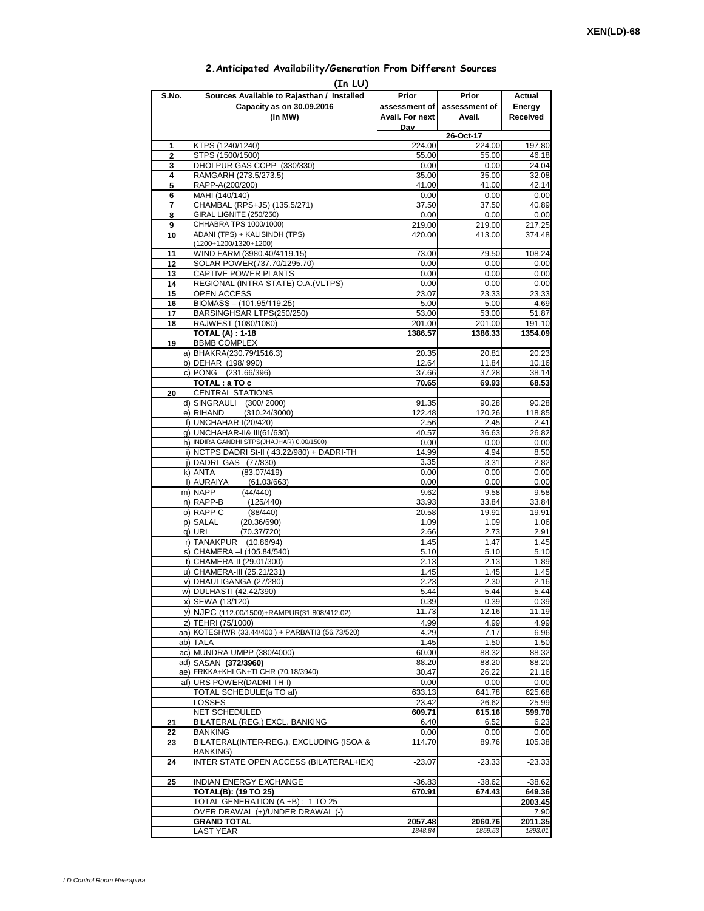XEN(LD)-68

## 2.Anticipated Availability/Generation From Different Sources

**(In LU)**

| S.No. | Sources Available to Rajasthan / Installed Capacity as on 30.09.2016 (In MW) | Prior assessment of Avail. For next Day | Prior assessment of Avail. | Actual Energy Received |
|---|---|---|---|---|
| | | | 26-Oct-17 | |
| 1 | KTPS (1240/1240) | 224.00 | 224.00 | 197.80 |
| 2 | STPS (1500/1500) | 55.00 | 55.00 | 46.18 |
| 3 | DHOLPUR GAS CCPP (330/330) | 0.00 | 0.00 | 24.04 |
| 4 | RAMGARH (273.5/273.5) | 35.00 | 35.00 | 32.08 |
| 5 | RAPP-A(200/200) | 41.00 | 41.00 | 42.14 |
| 6 | MAHI (140/140) | 0.00 | 0.00 | 0.00 |
| 7 | CHAMBAL (RPS+JS) (135.5/271) | 37.50 | 37.50 | 40.89 |
| 8 | GIRAL LIGNITE (250/250) | 0.00 | 0.00 | 0.00 |
| 9 | CHHABRA TPS 1000/1000) | 219.00 | 219.00 | 217.25 |
| 10 | ADANI (TPS) + KALISINDH (TPS) (1200+1200/1320+1200) | 420.00 | 413.00 | 374.48 |
| 11 | WIND FARM (3980.40/4119.15) | 73.00 | 79.50 | 108.24 |
| 12 | SOLAR POWER(737.70/1295.70) | 0.00 | 0.00 | 0.00 |
| 13 | CAPTIVE POWER PLANTS | 0.00 | 0.00 | 0.00 |
| 14 | REGIONAL (INTRA STATE) O.A.(VLTPS) | 0.00 | 0.00 | 0.00 |
| 15 | OPEN ACCESS | 23.07 | 23.33 | 23.33 |
| 16 | BIOMASS – (101.95/119.25) | 5.00 | 5.00 | 4.69 |
| 17 | BARSINGHSAR LTPS(250/250) | 53.00 | 53.00 | 51.87 |
| 18 | RAJWEST (1080/1080) | 201.00 | 201.00 | 191.10 |
| | **TOTAL (A) : 1-18** | **1386.57** | **1386.33** | **1354.09** |
| 19 | BBMB COMPLEX | | | |
| | a) BHAKRA(230.79/1516.3) | 20.35 | 20.81 | 20.23 |
| | b) DEHAR (198/ 990) | 12.64 | 11.84 | 10.16 |
| | c) PONG (231.66/396) | 37.66 | 37.28 | 38.14 |
| | **TOTAL : a TO c** | **70.65** | **69.93** | **68.53** |
| 20 | CENTRAL STATIONS | | | |
| | d) SINGRAULI (300/ 2000) | 91.35 | 90.28 | 90.28 |
| | e) RIHAND (310.24/3000) | 122.48 | 120.26 | 118.85 |
| | f) UNCHAHAR-I(20/420) | 2.56 | 2.45 | 2.41 |
| | g) UNCHAHAR-II& III(61/630) | 40.57 | 36.63 | 26.82 |
| | h) INDIRA GANDHI STPS(JHAJHAR) 0.00/1500) | 0.00 | 0.00 | 0.00 |
| | i) NCTPS DADRI St-II ( 43.22/980) + DADRI-TH | 14.99 | 4.94 | 8.50 |
| | j) DADRI GAS (77/830) | 3.35 | 3.31 | 2.82 |
| | k) ANTA (83.07/419) | 0.00 | 0.00 | 0.00 |
| | l) AURAIYA (61.03/663) | 0.00 | 0.00 | 0.00 |
| | m) NAPP (44/440) | 9.62 | 9.58 | 9.58 |
| | n) RAPP-B (125/440) | 33.93 | 33.84 | 33.84 |
| | o) RAPP-C (88/440) | 20.58 | 19.91 | 19.91 |
| | p) SALAL (20.36/690) | 1.09 | 1.09 | 1.06 |
| | q) URI (70.37/720) | 2.66 | 2.73 | 2.91 |
| | r) TANAKPUR (10.86/94) | 1.45 | 1.47 | 1.45 |
| | s) CHAMERA –I (105.84/540) | 5.10 | 5.10 | 5.10 |
| | t) CHAMERA-II (29.01/300) | 2.13 | 2.13 | 1.89 |
| | u) CHAMERA-III (25.21/231) | 1.45 | 1.45 | 1.45 |
| | v) DHAULIGANGA (27/280) | 2.23 | 2.30 | 2.16 |
| | w) DULHASTI (42.42/390) | 5.44 | 5.44 | 5.44 |
| | x) SEWA (13/120) | 0.39 | 0.39 | 0.39 |
| | y) NJPC (112.00/1500)+RAMPUR(31.808/412.02) | 11.73 | 12.16 | 11.19 |
| | z) TEHRI (75/1000) | 4.99 | 4.99 | 4.99 |
| | aa) KOTESHWR (33.44/400 ) + PARBATI3 (56.73/520) | 4.29 | 7.17 | 6.96 |
| | ab) TALA | 1.45 | 1.50 | 1.50 |
| | ac) MUNDRA UMPP (380/4000) | 60.00 | 88.32 | 88.32 |
| | ad) SASAN **(372/3960)** | 88.20 | 88.20 | 88.20 |
| | ae) FRKKA+KHLGN+TLCHR (70.18/3940) | 30.47 | 26.22 | 21.16 |
| | af) URS POWER(DADRI TH-I) | 0.00 | 0.00 | 0.00 |
| | TOTAL SCHEDULE(a TO af) | 633.13 | 641.78 | 625.68 |
| | LOSSES | -23.42 | -26.62 | -25.99 |
| | NET SCHEDULED | **609.71** | **615.16** | **599.70** |
| 21 | BILATERAL (REG.) EXCL. BANKING | 6.40 | 6.52 | 6.23 |
| 22 | BANKING | 0.00 | 0.00 | 0.00 |
| 23 | BILATERAL(INTER-REG.). EXCLUDING (ISOA & BANKING) | 114.70 | 89.76 | 105.38 |
| 24 | INTER STATE OPEN ACCESS (BILATERAL+IEX) | -23.07 | -23.33 | -23.33 |
| 25 | INDIAN ENERGY EXCHANGE | -36.83 | -38.62 | -38.62 |
| | **TOTAL(B): (19 TO 25)** | **670.91** | **674.43** | **649.36** |
| | TOTAL GENERATION (A +B) : 1 TO 25 | | | **2003.45** |
| | OVER DRAWAL (+)/UNDER DRAWAL (-) | | | 7.90 |
| | **GRAND TOTAL** | **2057.48** | **2060.76** | **2011.35** |
| | LAST YEAR | *1848.84* | *1859.53* | *1893.01* |

*LD Control Room Heerapura*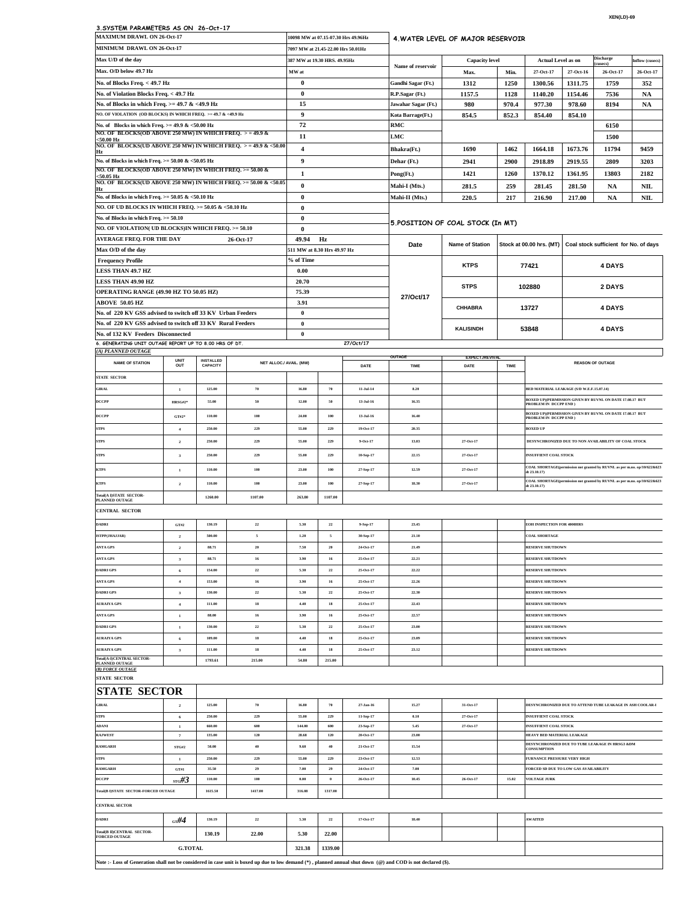XEN(LD)-69

### 3.SYSTEM PARAMETERS AS ON 26-Oct-17

| | |
|---|---|
| MAXIMUM DRAWL ON 26-Oct-17 | 10098 MW at 07.15-07.30 Hrs 49.96Hz |
| MINIMUM DRAWL ON 26-Oct-17 | 7097 MW at 21.45-22.00 Hrs 50.01Hz |
| Max U/D of the day | 387 MW at 19.30 HRS. 49.95Hz |
| Max. O/D below 49.7 Hz | MW at |
| No. of Blocks Freq. < 49.7 Hz | 0 |
| No. of Violation Blocks Freq. < 49.7 Hz | 0 |
| No. of Blocks in which Freq. >= 49.7 & <49.9 Hz | 15 |
| NO. OF VIOLATION (OD BLOCKS) IN WHICH FREQ. >= 49.7 & <49.9 Hz | 9 |
| No. of Blocks in which Freq. >= 49.9 & <50.00 Hz | 72 |
| NO. OF BLOCKS(OD ABOVE 250 MW) IN WHICH FREQ. > = 49.9 & <50.00 Hz | 11 |
| NO. OF BLOCKS(UD ABOVE 250 MW) IN WHICH FREQ. > = 49.9 & <50.00 Hz | 4 |
| No. of Blocks in which Freq. >= 50.00 & <50.05 Hz | 9 |
| NO. OF BLOCKS(OD ABOVE 250 MW) IN WHICH FREQ. >= 50.00 & <50.05 Hz | 1 |
| NO. OF BLOCKS(UD ABOVE 250 MW) IN WHICH FREQ. >= 50.00 & <50.05 Hz | 0 |
| No. of Blocks in which Freq. >= 50.05 & <50.10 Hz | 0 |
| NO. OF UD BLOCKS IN WHICH FREQ. >= 50.05 & <50.10 Hz | 0 |
| No. of Blocks in which Freq. >= 50.10 | 0 |
| NO. OF VIOLATION( UD BLOCKS)IN WHICH FREQ. >= 50.10 | 0 |
| AVERAGE FREQ. FOR THE DAY 26-Oct-17 | 49.94 Hz |
| Max O/D of the day | 511 MW at 8.30 Hrs 49.97 Hz |
| Frequency Profile | % of Time |
| LESS THAN 49.7 HZ | 0.00 |
| LESS THAN 49.90 HZ | 20.70 |
| OPERATING RANGE (49.90 HZ TO 50.05 HZ) | 75.39 |
| ABOVE 50.05 HZ | 3.91 |
| No. of 220 KV GSS advised to switch off 33 KV Urban Feeders | 0 |
| No. of 220 KV GSS advised to switch off 33 KV Rural Feeders | 0 |
| No. of 132 KV Feeders Disconnected | 0 |

### 4.WATER LEVEL OF MAJOR RESERVOIR

| Name of reservoir | Capacity level Max. | Capacity level Min. | Actual Level as on 27-Oct-17 | Actual Level as on 27-Oct-16 | Discharge (cusecs) 26-Oct-17 | Inflow (cusecs) 26-Oct-17 |
|---|---|---|---|---|---|---|
| Gandhi Sagar (Ft.) | 1312 | 1250 | 1300.56 | 1311.75 | 1759 | 352 |
| R.P.Sagar (Ft.) | 1157.5 | 1128 | 1140.20 | 1154.46 | 7536 | NA |
| Jawahar Sagar (Ft.) | 980 | 970.4 | 977.30 | 978.60 | 8194 | NA |
| Kota Barrage(Ft.) | 854.5 | 852.3 | 854.40 | 854.10 | | |
| RMC | | | | | 6150 | |
| LMC | | | | | 1500 | |
| Bhakra(Ft.) | 1690 | 1462 | 1664.18 | 1673.76 | 11794 | 9459 |
| Dehar (Ft.) | 2941 | 2900 | 2918.89 | 2919.55 | 2809 | 3203 |
| Pong(Ft.) | 1421 | 1260 | 1370.12 | 1361.95 | 13803 | 2182 |
| Mahi-I (Mts.) | 281.5 | 259 | 281.45 | 281.50 | NA | NIL |
| Mahi-II (Mts.) | 220.5 | 217 | 216.90 | 217.00 | NA | NIL |

### 5.POSITION OF COAL STOCK (In MT)

| Date | Name of Station | Stock at 00.00 hrs. (MT) | Coal stock sufficient for No. of days |
|---|---|---|---|
| 27/Oct/17 | KTPS | 77421 | 4 DAYS |
| | STPS | 102880 | 2 DAYS |
| | CHHABRA | 13727 | 4 DAYS |
| | KALISINDH | 53848 | 4 DAYS |

### 6. GENERATING UNIT OUTAGE REPORT UP TO 8.00 HRS OF DT. 27/Oct/17

| NAME OF STATION | UNIT OUT | INSTALLED CAPACITY | NET ALLOC./ AVAIL. (MW) | | | OUTAGE DATE | OUTAGE TIME | EXPECT./REVIVAL DATE | EXPECT./REVIVAL TIME | REASON OF OUTAGE |
|---|---|---|---|---|---|---|---|---|---|---|
| ***(A) PLANNED OUTAGE*** | | | | | | | | | | |
| **STATE SECTOR** | | | | | | | | | | |
| GIRAL | 1 | 125.00 | 70 | 16.80 | 70 | 11-Jul-14 | 8.20 | | | BED MATERIAL LEAKAGE (S/D W.E.F.15.07.14) |
| DCCPP | HRSG#2* | 55.00 | 50 | 12.00 | 50 | 13-Jul-16 | 16.35 | | | BOXED UP(PERMISSION GIVEN BY RUVNL ON DATE 17.08.17 BUT PROBLEM IN DCCPP END ) |
| DCCPP | GT#2* | 110.00 | 100 | 24.00 | 100 | 13-Jul-16 | 16.40 | | | BOXED UP(PERMISSION GIVEN BY RUVNL ON DATE 17.08.17 BUT PROBLEM IN DCCPP END ) |
| STPS | 4 | 250.00 | 229 | 55.00 | 229 | 19-Oct-17 | 20.35 | | | BOXED UP |
| STPS | 2 | 250.00 | 229 | 55.00 | 229 | 9-Oct-17 | 13.03 | 27-Oct-17 | | DESYNCHRONIZED DUE TO NON AVAILABILITY OF COAL STOCK |
| STPS | 3 | 250.00 | 229 | 55.00 | 229 | 10-Sep-17 | 22.15 | 27-Oct-17 | | INSUFFIENT COAL STOCK |
| KTPS | 1 | 110.00 | 100 | 23.00 | 100 | 27-Sep-17 | 12.59 | 27-Oct-17 | | COAL SHORTAGE(permission not granted by RUVNL as per m.no. sp/10/622&623 dt 23.10.17) |
| KTPS | 2 | 110.00 | 100 | 23.00 | 100 | 27-Sep-17 | 18.30 | 27-Oct-17 | | COAL SHORTAGE(permission not granted by RUVNL as per m.no. sp/10/622&623 dt 23.10.17) |
| Total(A I)STATE SECTOR-PLANNED OUTAGE | | 1260.00 | 1107.00 | 263.80 | 1107.00 | | | | | |
| **CENTRAL SECTOR** | | | | | | | | | | |
| DADRI | GT#2 | 130.19 | 22 | 5.30 | 22 | 9-Sep-17 | 23.45 | | | EOH INSPECTION FOR 4000HRS |
| ISTPP(JHAJJAR) | 2 | 500.00 | 5 | 1.20 | 5 | 30-Sep-17 | 21.10 | | | COAL SHORTAGE |
| ANTA GPS | 2 | 88.71 | 20 | 7.50 | 20 | 24-Oct-17 | 21.49 | | | RESERVE SHUTDOWN |
| ANTA GPS | 3 | 88.71 | 16 | 3.90 | 16 | 25-Oct-17 | 22.21 | | | RESERVE SHUTDOWN |
| DADRI GPS | 6 | 154.00 | 22 | 5.30 | 22 | 25-Oct-17 | 22.22 | | | RESERVE SHUTDOWN |
| ANTA GPS | 4 | 153.00 | 16 | 3.90 | 16 | 25-Oct-17 | 22.26 | | | RESERVE SHUTDOWN |
| DADRI GPS | 3 | 130.00 | 22 | 5.30 | 22 | 25-Oct-17 | 22.30 | | | RESERVE SHUTDOWN |
| AURAIYA GPS | 4 | 111.00 | 18 | 4.40 | 18 | 25-Oct-17 | 22.43 | | | RESERVE SHUTDOWN |
| ANTA GPS | 1 | 88.00 | 16 | 3.90 | 16 | 25-Oct-17 | 22.57 | | | RESERVE SHUTDOWN |
| DADRI GPS | 1 | 130.00 | 22 | 5.30 | 22 | 25-Oct-17 | 23.00 | | | RESERVE SHUTDOWN |
| AURAIYA GPS | 6 | 109.00 | 18 | 4.40 | 18 | 25-Oct-17 | 23.09 | | | RESERVE SHUTDOWN |
| AURAIYA GPS | 3 | 111.00 | 18 | 4.40 | 18 | 25-Oct-17 | 23.12 | | | RESERVE SHUTDOWN |
| Total(A-I)CENTRAL SECTOR-PLANNED OUTAGE | | 1793.61 | 215.00 | 54.80 | 215.00 | | | | | |
| ***(B) FORCE OUTAGE*** | | | | | | | | | | |
| **STATE SECTOR** | | | | | | | | | | |
| GIRAL | 2 | 125.00 | 70 | 16.80 | 70 | 27-Jan-16 | 15.27 | 31-Oct-17 | | DESYNCHRONIZED DUE TO ATTEND TUBE LEAKAGE IN ASH COOLAR-I |
| STPS | 6 | 250.00 | 229 | 55.00 | 229 | 11-Sep-17 | 0.10 | 27-Oct-17 | | INSUFFIENT COAL STOCK |
| ADANI | 1 | 660.00 | 600 | 144.00 | 600 | 23-Sep-17 | 5.45 | 27-Oct-17 | | INSUFFIENT COAL STOCK |
| RAJWEST | 7 | 135.00 | 120 | 28.68 | 120 | 20-Oct-17 | 23.00 | | | HEAVY BED MATERIAL LEAKAGE |
| RAMGARH | STG#2 | 50.00 | 40 | 9.60 | 40 | 21-Oct-17 | 15.54 | | | DESYNCHRONIZED DUE TO TUBE LEAKAGE IN HRSG3 &DM CONSUMPTION |
| STPS | 1 | 250.00 | 229 | 55.00 | 229 | 23-Oct-17 | 12.53 | | | FURNANCE PRESSURE VERY HIGH |
| RAMGARH | GT#1 | 35.50 | 29 | 7.00 | 29 | 24-Oct-17 | 7.00 | | | FORCED SD DUE TO LOW GAS AVAILABILITY |
| DCCPP | STG#3 | 110.00 | 100 | 0.00 | 0 | 26-Oct-17 | 10.45 | 26-Oct-17 | 15.02 | VOLTAGE JURK |
| Total(B I)STATE SECTOR-FORCED OUTAGE | | 1615.50 | 1417.00 | 316.08 | 1317.00 | | | | | |
| **CENTRAL SECTOR** | | | | | | | | | | |
| DADRI | GT#4 | 130.19 | 22 | 5.30 | 22 | 17-Oct-17 | 18.40 | | | AWAITED |
| Total(B II)CENTRAL SECTOR-FORCED OUTAGE | | 130.19 | 22.00 | 5.30 | 22.00 | | | | | |
| G.TOTAL | | | | 321.38 | 1339.00 | | | | | |

Note :- Loss of Generation shall not be considered in case unit is boxed up due to low demand (*) , planned annual shut down (@) and COD is not declared ($).